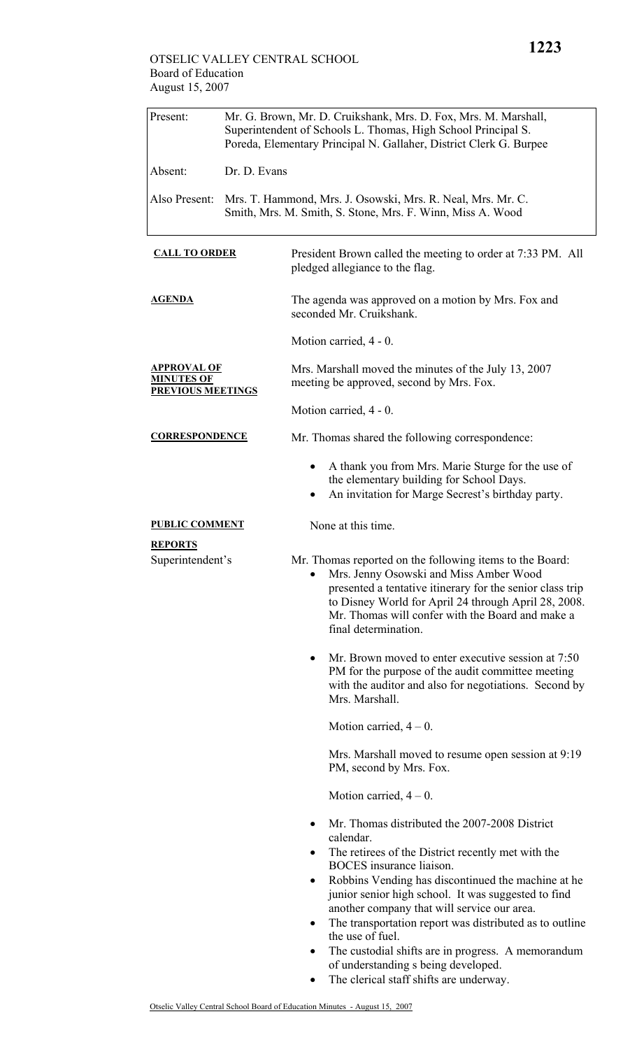OTSELIC VALLEY CENTRAL SCHOOL
Board of Education
August 15, 2007

| | |
|---|---|
| Present: | Mr. G. Brown, Mr. D. Cruikshank, Mrs. D. Fox, Mrs. M. Marshall, Superintendent of Schools L. Thomas, High School Principal S. Poreda, Elementary Principal N. Gallaher, District Clerk G. Burpee |
| Absent: | Dr. D. Evans |
| Also Present: | Mrs. T. Hammond, Mrs. J. Osowski, Mrs. R. Neal, Mrs. Mr. C. Smith, Mrs. M. Smith, S. Stone, Mrs. F. Winn, Miss A. Wood |

**CALL TO ORDER**

President Brown called the meeting to order at 7:33 PM. All pledged allegiance to the flag.

**AGENDA**

The agenda was approved on a motion by Mrs. Fox and seconded Mr. Cruikshank.

Motion carried, 4 - 0.

**APPROVAL OF MINUTES OF PREVIOUS MEETINGS**

Mrs. Marshall moved the minutes of the July 13, 2007 meeting be approved, second by Mrs. Fox.

Motion carried, 4 - 0.

**CORRESPONDENCE**

Mr. Thomas shared the following correspondence:

- A thank you from Mrs. Marie Sturge for the use of the elementary building for School Days.
- An invitation for Marge Secrest's birthday party.

**PUBLIC COMMENT**

None at this time.

**REPORTS**

Superintendent's

Mr. Thomas reported on the following items to the Board:

- Mrs. Jenny Osowski and Miss Amber Wood presented a tentative itinerary for the senior class trip to Disney World for April 24 through April 28, 2008. Mr. Thomas will confer with the Board and make a final determination.

- Mr. Brown moved to enter executive session at 7:50 PM for the purpose of the audit committee meeting with the auditor and also for negotiations. Second by Mrs. Marshall.

  Motion carried, 4 – 0.

  Mrs. Marshall moved to resume open session at 9:19 PM, second by Mrs. Fox.

  Motion carried, 4 – 0.

- Mr. Thomas distributed the 2007-2008 District calendar.
- The retirees of the District recently met with the BOCES insurance liaison.
- Robbins Vending has discontinued the machine at he junior senior high school. It was suggested to find another company that will service our area.
- The transportation report was distributed as to outline the use of fuel.
- The custodial shifts are in progress. A memorandum of understanding s being developed.
- The clerical staff shifts are underway.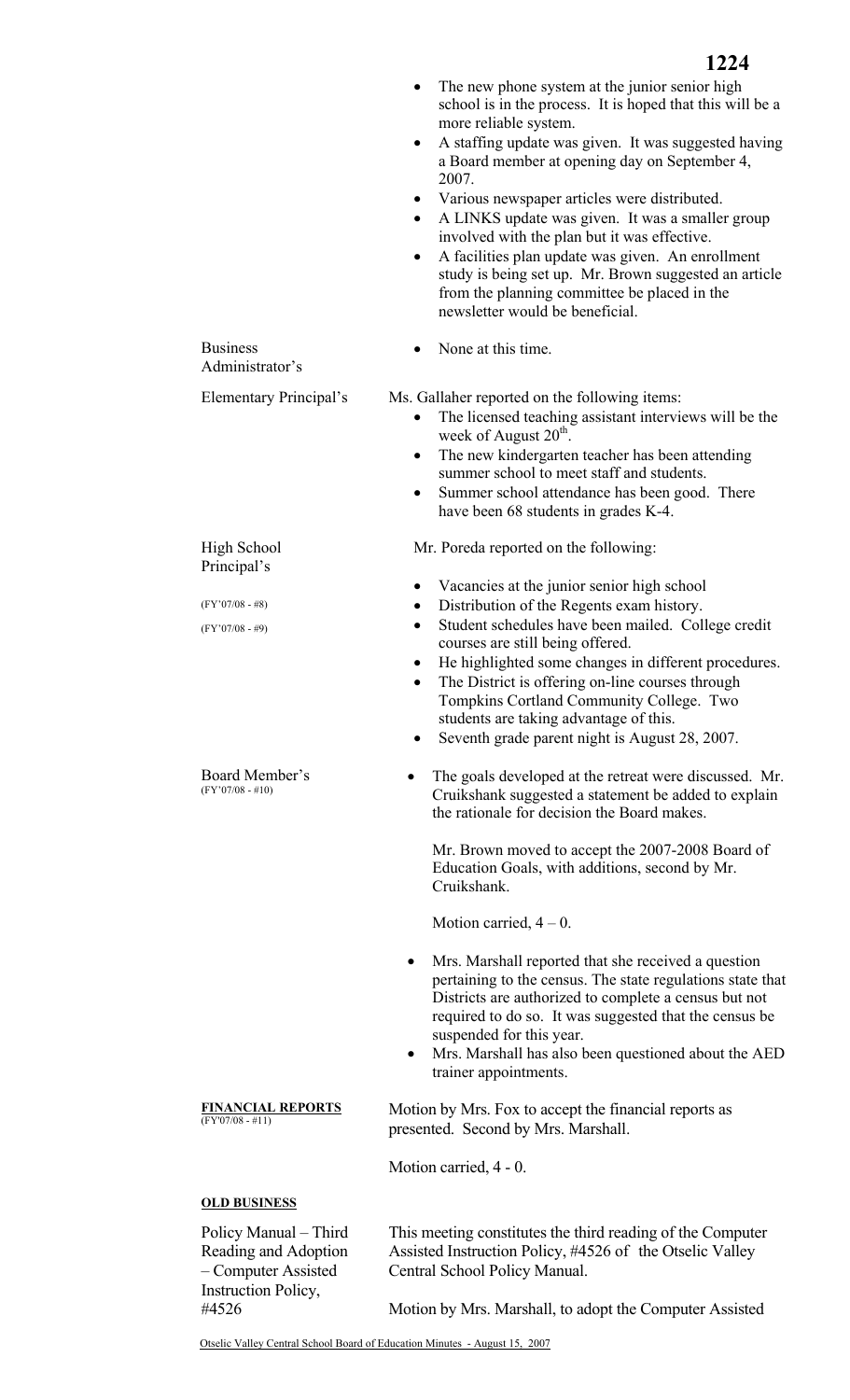- The new phone system at the junior senior high school is in the process. It is hoped that this will be a more reliable system.
- A staffing update was given. It was suggested having a Board member at opening day on September 4, 2007.
- Various newspaper articles were distributed.
- A LINKS update was given. It was a smaller group involved with the plan but it was effective.
- A facilities plan update was given. An enrollment study is being set up. Mr. Brown suggested an article from the planning committee be placed in the newsletter would be beneficial.

Business Administrator's

- None at this time.

Elementary Principal's

Ms. Gallaher reported on the following items:

- The licensed teaching assistant interviews will be the week of August 20th.
- The new kindergarten teacher has been attending summer school to meet staff and students.
- Summer school attendance has been good. There have been 68 students in grades K-4.

High School Principal's

Mr. Poreda reported on the following:

(FY'07/08 - #8)

(FY'07/08 - #9)

- Vacancies at the junior senior high school
- Distribution of the Regents exam history.
- Student schedules have been mailed. College credit courses are still being offered.
- He highlighted some changes in different procedures.
- The District is offering on-line courses through Tompkins Cortland Community College. Two students are taking advantage of this.
- Seventh grade parent night is August 28, 2007.

Board Member's (FY'07/08 - #10)

- The goals developed at the retreat were discussed. Mr. Cruikshank suggested a statement be added to explain the rationale for decision the Board makes.

  Mr. Brown moved to accept the 2007-2008 Board of Education Goals, with additions, second by Mr. Cruikshank.

  Motion carried, 4 – 0.

- Mrs. Marshall reported that she received a question pertaining to the census. The state regulations state that Districts are authorized to complete a census but not required to do so. It was suggested that the census be suspended for this year.
- Mrs. Marshall has also been questioned about the AED trainer appointments.

**FINANCIAL REPORTS** (FY'07/08 - #11)

Motion by Mrs. Fox to accept the financial reports as presented. Second by Mrs. Marshall.

Motion carried, 4 - 0.

**OLD BUSINESS**

Policy Manual – Third Reading and Adoption – Computer Assisted Instruction Policy, #4526

This meeting constitutes the third reading of the Computer Assisted Instruction Policy, #4526 of the Otselic Valley Central School Policy Manual.

Motion by Mrs. Marshall, to adopt the Computer Assisted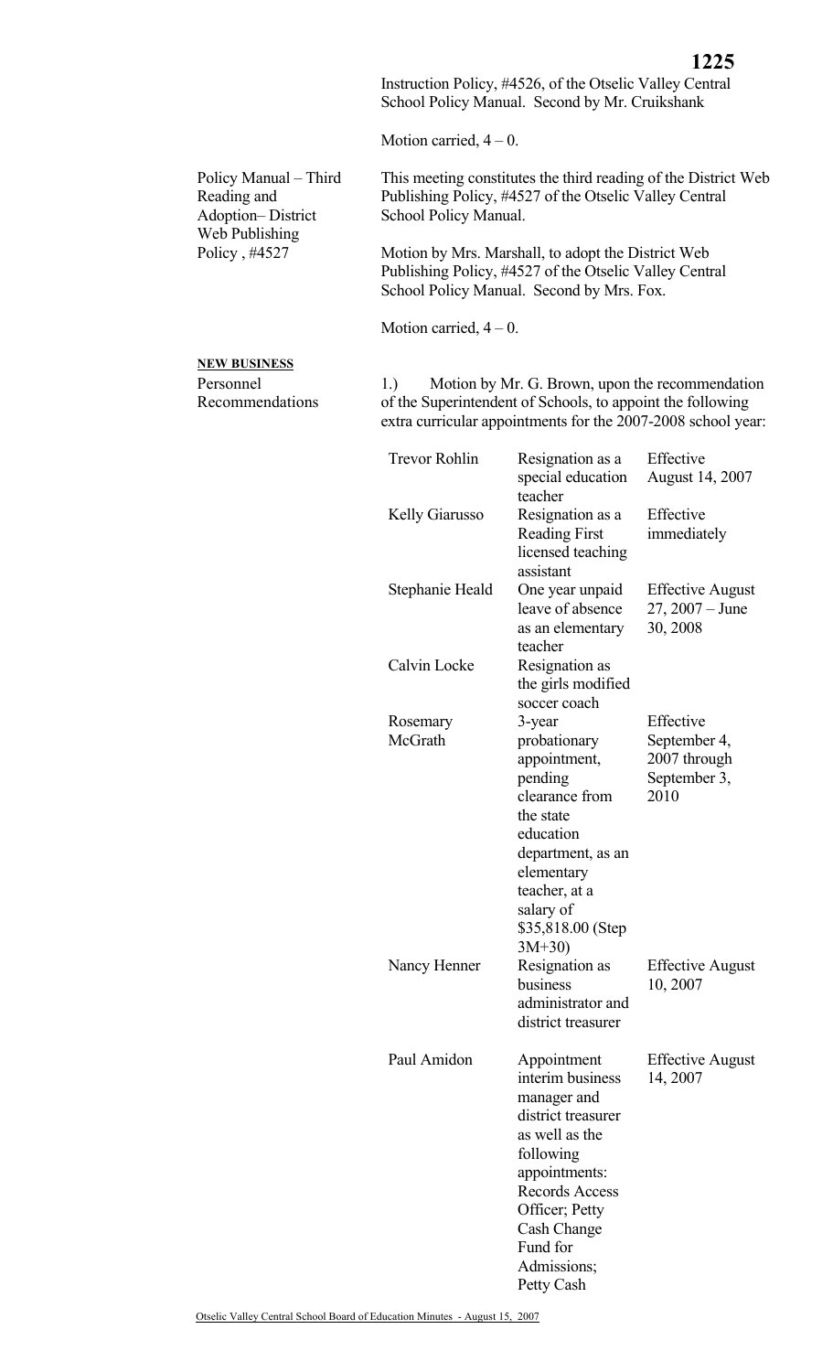Instruction Policy, #4526, of the Otselic Valley Central School Policy Manual. Second by Mr. Cruikshank

Motion carried, 4 – 0.

**Policy Manual – Third Reading and Adoption– District Web Publishing Policy , #4527**

This meeting constitutes the third reading of the District Web Publishing Policy, #4527 of the Otselic Valley Central School Policy Manual.

Motion by Mrs. Marshall, to adopt the District Web Publishing Policy, #4527 of the Otselic Valley Central School Policy Manual. Second by Mrs. Fox.

Motion carried, 4 – 0.

**NEW BUSINESS**

**Personnel Recommendations**

1.) Motion by Mr. G. Brown, upon the recommendation of the Superintendent of Schools, to appoint the following extra curricular appointments for the 2007-2008 school year:

| | | |
|---|---|---|
| Trevor Rohlin | Resignation as a special education teacher | Effective August 14, 2007 |
| Kelly Giarusso | Resignation as a Reading First licensed teaching assistant | Effective immediately |
| Stephanie Heald | One year unpaid leave of absence as an elementary teacher | Effective August 27, 2007 – June 30, 2008 |
| Calvin Locke | Resignation as the girls modified soccer coach | |
| Rosemary McGrath | 3-year probationary appointment, pending clearance from the state education department, as an elementary teacher, at a salary of $35,818.00 (Step 3M+30) | Effective September 4, 2007 through September 3, 2010 |
| Nancy Henner | Resignation as business administrator and district treasurer | Effective August 10, 2007 |
| Paul Amidon | Appointment interim business manager and district treasurer as well as the following appointments: Records Access Officer; Petty Cash Change Fund for Admissions; Petty Cash | Effective August 14, 2007 |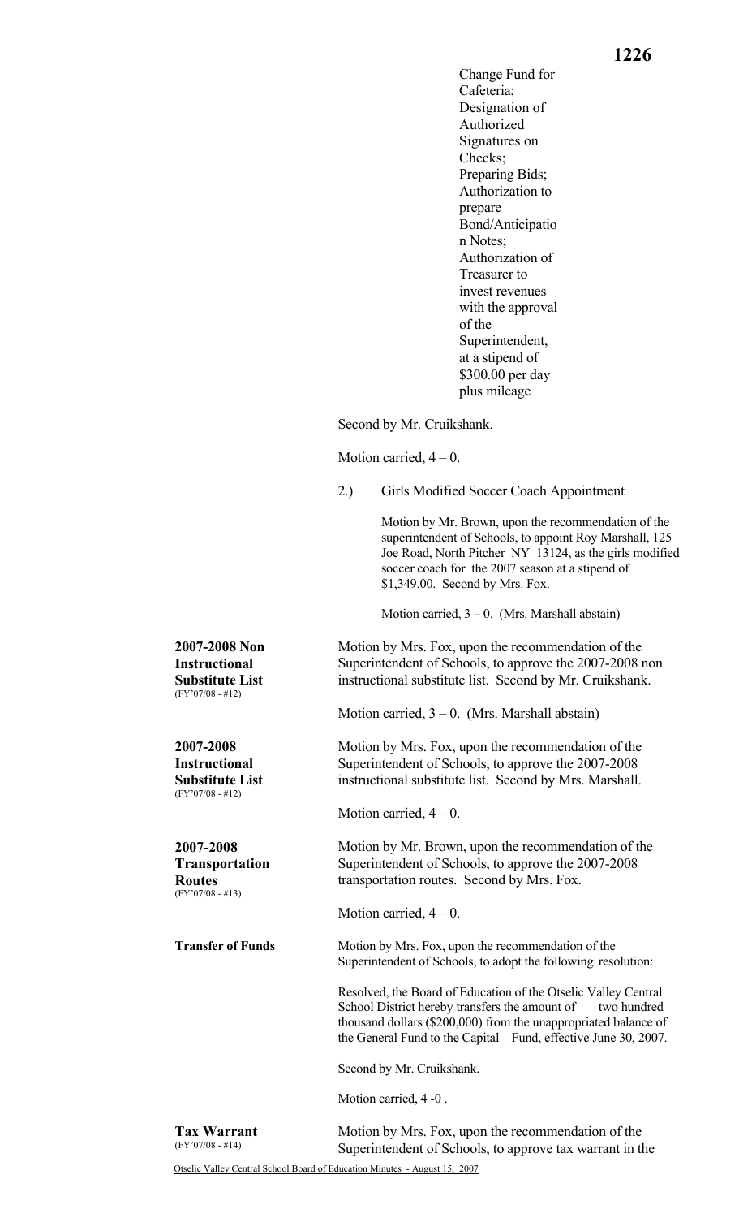Change Fund for Cafeteria; Designation of Authorized Signatures on Checks; Preparing Bids; Authorization to prepare Bond/Anticipation Notes; Authorization of Treasurer to invest revenues with the approval of the Superintendent, at a stipend of $300.00 per day plus mileage

Second by Mr. Cruikshank.

Motion carried, 4 – 0.

2.) Girls Modified Soccer Coach Appointment

Motion by Mr. Brown, upon the recommendation of the superintendent of Schools, to appoint Roy Marshall, 125 Joe Road, North Pitcher NY 13124, as the girls modified soccer coach for the 2007 season at a stipend of $1,349.00. Second by Mrs. Fox.

Motion carried, 3 – 0. (Mrs. Marshall abstain)

**2007-2008 Non Instructional Substitute List**
(FY'07/08 - #12)

Motion by Mrs. Fox, upon the recommendation of the Superintendent of Schools, to approve the 2007-2008 non instructional substitute list. Second by Mr. Cruikshank.

Motion carried, 3 – 0. (Mrs. Marshall abstain)

**2007-2008 Instructional Substitute List**
(FY'07/08 - #12)

Motion by Mrs. Fox, upon the recommendation of the Superintendent of Schools, to approve the 2007-2008 instructional substitute list. Second by Mrs. Marshall.

Motion carried, 4 – 0.

**2007-2008 Transportation Routes**
(FY'07/08 - #13)

Motion by Mr. Brown, upon the recommendation of the Superintendent of Schools, to approve the 2007-2008 transportation routes. Second by Mrs. Fox.

Motion carried, 4 – 0.

**Transfer of Funds**

Motion by Mrs. Fox, upon the recommendation of the Superintendent of Schools, to adopt the following resolution:

Resolved, the Board of Education of the Otselic Valley Central School District hereby transfers the amount of two hundred thousand dollars ($200,000) from the unappropriated balance of the General Fund to the Capital Fund, effective June 30, 2007.

Second by Mr. Cruikshank.

Motion carried, 4 -0 .

**Tax Warrant**
(FY'07/08 - #14)

Motion by Mrs. Fox, upon the recommendation of the Superintendent of Schools, to approve tax warrant in the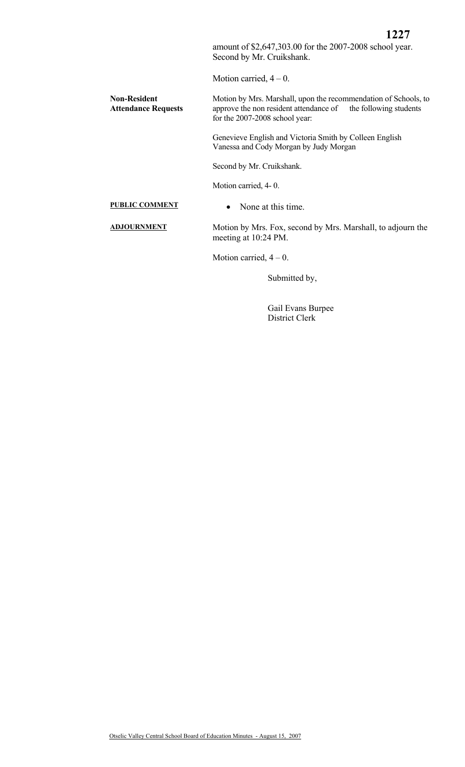amount of $2,647,303.00 for the 2007-2008 school year. Second by Mr. Cruikshank.

Motion carried, 4 – 0.

**Non-Resident Attendance Requests**

Motion by Mrs. Marshall, upon the recommendation of Schools, to approve the non resident attendance of the following students for the 2007-2008 school year:

Genevieve English and Victoria Smith by Colleen English
Vanessa and Cody Morgan by Judy Morgan

Second by Mr. Cruikshank.

Motion carried, 4- 0.

**PUBLIC COMMENT**

- None at this time.

**ADJOURNMENT**

Motion by Mrs. Fox, second by Mrs. Marshall, to adjourn the meeting at 10:24 PM.

Motion carried, 4 – 0.

Submitted by,

Gail Evans Burpee
District Clerk